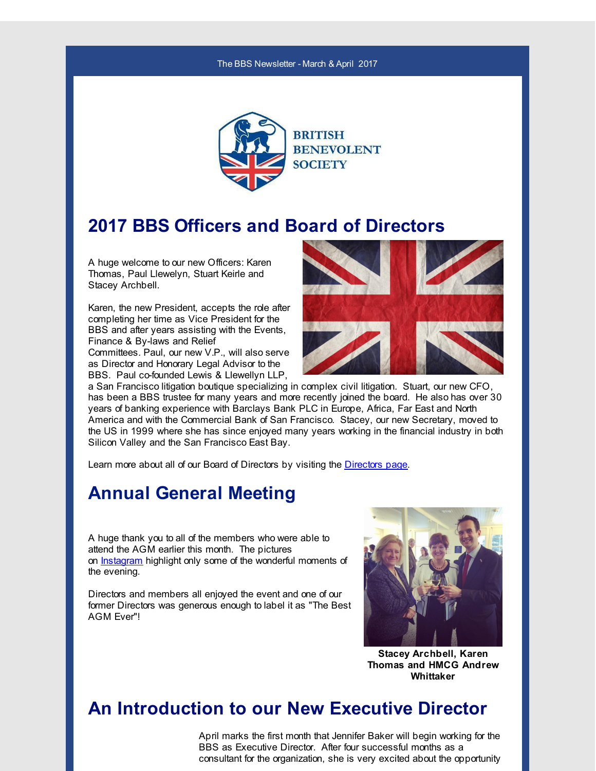The BBS Newsletter - March & April 2017

BRITISH BENEVOLENT SOCIETY

# 2017 BBS Officers and Board of Directors

A huge welcome to our new Officers: Karen Thomas, Paul Llewelyn, Stuart Keirle and Stacey Archbell.

Karen, the new President, accepts the role after completing her time as Vice President for the BBS and after years assisting with the Events, Finance & By-laws and Relief Committees. Paul, our new V.P., will also serve as Director and Honorary Legal Advisor to the BBS. Paul co-founded Lewis & Llewellyn LLP, a San Francisco litigation boutique specializing in complex civil litigation. Stuart, our new CFO, has been a BBS trustee for many years and more recently joined the board. He also has over 30 years of banking experience with Barclays Bank PLC in Europe, Africa, Far East and North America and with the Commercial Bank of San Francisco. Stacey, our new Secretary, moved to the US in 1999 where she has since enjoyed many years working in the financial industry in both Silicon Valley and the San Francisco East Bay.

Learn more about all of our Board of Directors by visiting the [Directors page](#).

# Annual General Meeting

A huge thank you to all of the members who were able to attend the AGM earlier this month. The pictures on [Instagram](#) highlight only some of the wonderful moments of the evening.

Directors and members all enjoyed the event and one of our former Directors was generous enough to label it as "The Best AGM Ever"!

**Stacey Archbell, Karen Thomas and HMCG Andrew Whittaker**

# An Introduction to our New Executive Director

April marks the first month that Jennifer Baker will begin working for the BBS as Executive Director. After four successful months as a consultant for the organization, she is very excited about the opportunity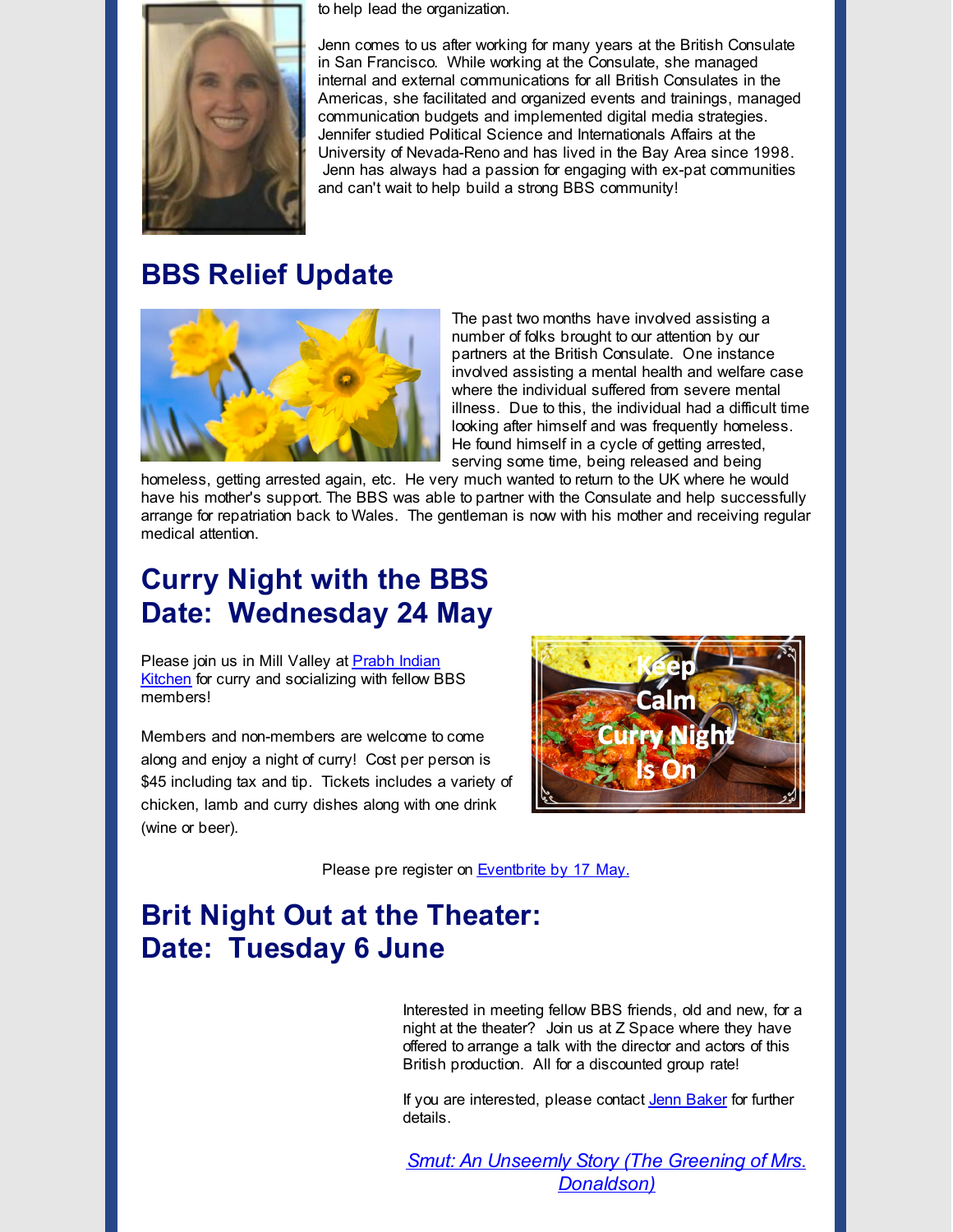to help lead the organization.

Jenn comes to us after working for many years at the British Consulate in San Francisco. While working at the Consulate, she managed internal and external communications for all British Consulates in the Americas, she facilitated and organized events and trainings, managed communication budgets and implemented digital media strategies. Jennifer studied Political Science and Internationals Affairs at the University of Nevada-Reno and has lived in the Bay Area since 1998. Jenn has always had a passion for engaging with ex-pat communities and can't wait to help build a strong BBS community!

## BBS Relief Update

The past two months have involved assisting a number of folks brought to our attention by our partners at the British Consulate. One instance involved assisting a mental health and welfare case where the individual suffered from severe mental illness. Due to this, the individual had a difficult time looking after himself and was frequently homeless. He found himself in a cycle of getting arrested, serving some time, being released and being homeless, getting arrested again, etc. He very much wanted to return to the UK where he would have his mother's support. The BBS was able to partner with the Consulate and help successfully arrange for repatriation back to Wales. The gentleman is now with his mother and receiving regular medical attention.

## Curry Night with the BBS
## Date: Wednesday 24 May

Please join us in Mill Valley at Prabh Indian Kitchen for curry and socializing with fellow BBS members!

Members and non-members are welcome to come along and enjoy a night of curry! Cost per person is $45 including tax and tip. Tickets includes a variety of chicken, lamb and curry dishes along with one drink (wine or beer).

Please pre register on Eventbrite by 17 May.

## Brit Night Out at the Theater:
## Date: Tuesday 6 June

Interested in meeting fellow BBS friends, old and new, for a night at the theater? Join us at Z Space where they have offered to arrange a talk with the director and actors of this British production. All for a discounted group rate!

If you are interested, please contact Jenn Baker for further details.

*Smut: An Unseemly Story (The Greening of Mrs. Donaldson)*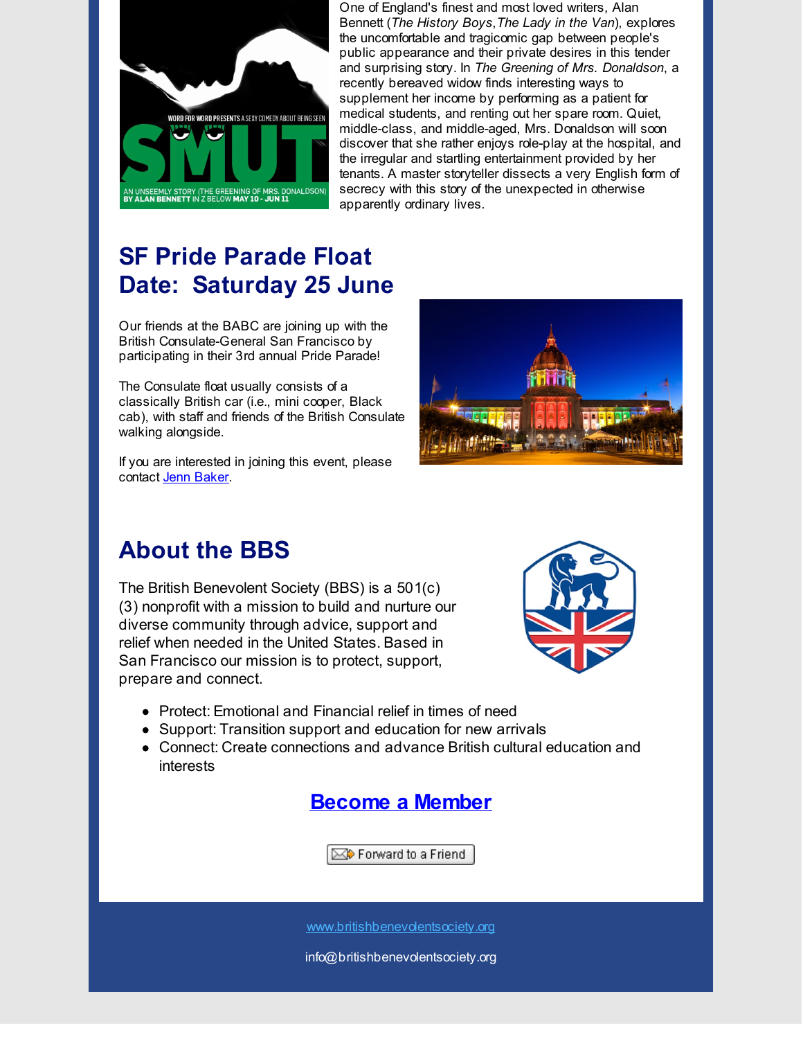One of England's finest and most loved writers, Alan Bennett (*The History Boys*, *The Lady in the Van*), explores the uncomfortable and tragicomic gap between people's public appearance and their private desires in this tender and surprising story. In *The Greening of Mrs. Donaldson*, a recently bereaved widow finds interesting ways to supplement her income by performing as a patient for medical students, and renting out her spare room. Quiet, middle-class, and middle-aged, Mrs. Donaldson will soon discover that she rather enjoys role-play at the hospital, and the irregular and startling entertainment provided by her tenants. A master storyteller dissects a very English form of secrecy with this story of the unexpected in otherwise apparently ordinary lives.

## SF Pride Parade Float
## Date: Saturday 25 June

Our friends at the BABC are joining up with the British Consulate-General San Francisco by participating in their 3rd annual Pride Parade!

The Consulate float usually consists of a classically British car (i.e., mini cooper, Black cab), with staff and friends of the British Consulate walking alongside.

If you are interested in joining this event, please contact Jenn Baker.

## About the BBS

The British Benevolent Society (BBS) is a 501(c)(3) nonprofit with a mission to build and nurture our diverse community through advice, support and relief when needed in the United States. Based in San Francisco our mission is to protect, support, prepare and connect.

- Protect: Emotional and Financial relief in times of need
- Support: Transition support and education for new arrivals
- Connect: Create connections and advance British cultural education and interests

**Become a Member**

Forward to a Friend

www.britishbenevolentsociety.org

info@britishbenevolentsociety.org